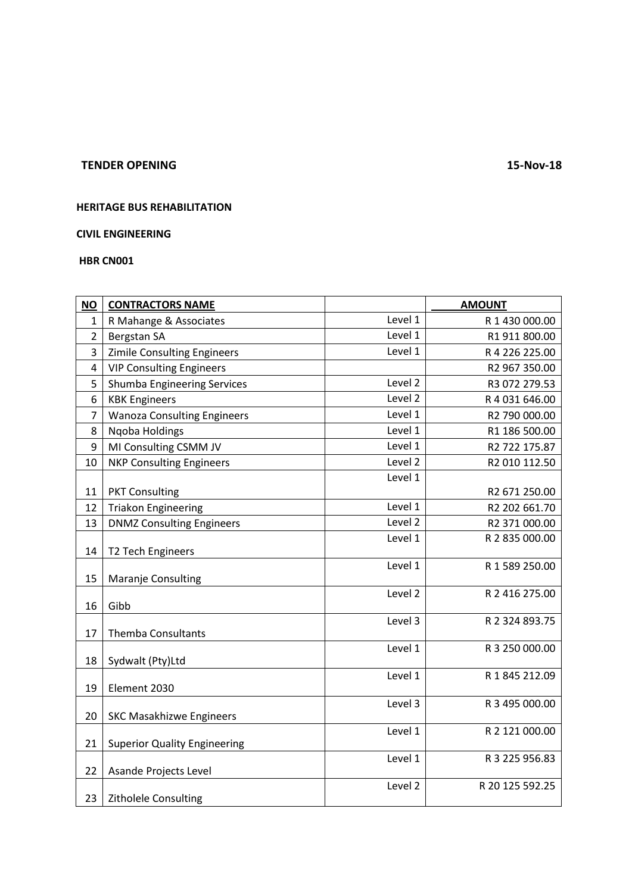**TENDER OPENING** **15-Nov-18**

**HERITAGE BUS REHABILITATION**

**CIVIL ENGINEERING**

**HBR CN001**

| NO | CONTRACTORS NAME | | AMOUNT |
|---|---|---|---|
| 1 | R Mahange & Associates | Level 1 | R 1 430 000.00 |
| 2 | Bergstan SA | Level 1 | R1 911 800.00 |
| 3 | Zimile Consulting Engineers | Level 1 | R 4 226 225.00 |
| 4 | VIP Consulting Engineers | | R2 967 350.00 |
| 5 | Shumba Engineering Services | Level 2 | R3 072 279.53 |
| 6 | KBK Engineers | Level 2 | R 4 031 646.00 |
| 7 | Wanoza Consulting Engineers | Level 1 | R2 790 000.00 |
| 8 | Nqoba Holdings | Level 1 | R1 186 500.00 |
| 9 | MI Consulting CSMM JV | Level 1 | R2 722 175.87 |
| 10 | NKP Consulting Engineers | Level 2 | R2 010 112.50 |
| 11 | PKT Consulting | Level 1 | R2 671 250.00 |
| 12 | Triakon Engineering | Level 1 | R2 202 661.70 |
| 13 | DNMZ Consulting Engineers | Level 2 | R2 371 000.00 |
| 14 | T2 Tech Engineers | Level 1 | R 2 835 000.00 |
| 15 | Maranje Consulting | Level 1 | R 1 589 250.00 |
| 16 | Gibb | Level 2 | R 2 416 275.00 |
| 17 | Themba Consultants | Level 3 | R 2 324 893.75 |
| 18 | Sydwalt (Pty)Ltd | Level 1 | R 3 250 000.00 |
| 19 | Element 2030 | Level 1 | R 1 845 212.09 |
| 20 | SKC Masakhizwe Engineers | Level 3 | R 3 495 000.00 |
| 21 | Superior Quality Engineering | Level 1 | R 2 121 000.00 |
| 22 | Asande Projects Level | Level 1 | R 3 225 956.83 |
| 23 | Zitholele Consulting | Level 2 | R 20 125 592.25 |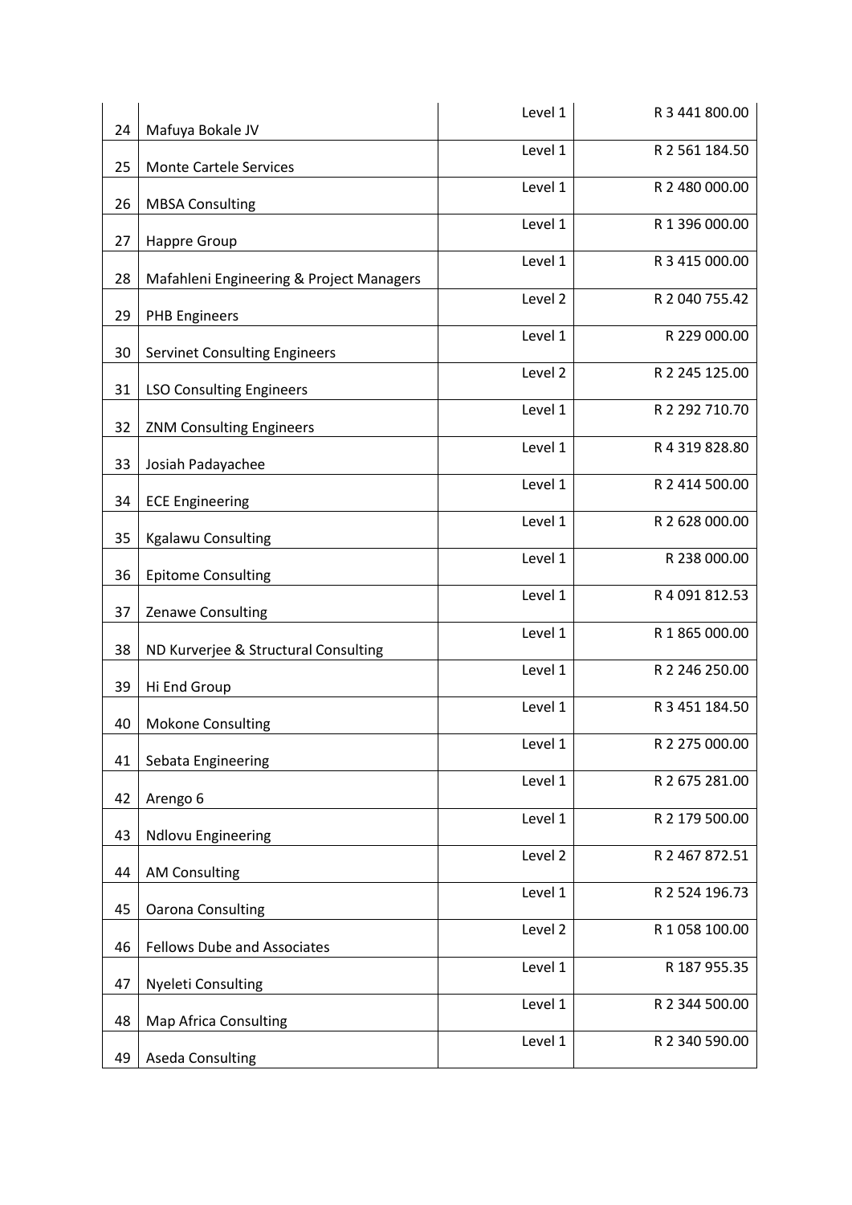| | | | |
|---|---|---|---|
| 24 | Mafuya Bokale JV | Level 1 | R 3 441 800.00 |
| 25 | Monte Cartele Services | Level 1 | R 2 561 184.50 |
| 26 | MBSA Consulting | Level 1 | R 2 480 000.00 |
| 27 | Happre Group | Level 1 | R 1 396 000.00 |
| 28 | Mafahleni Engineering & Project Managers | Level 1 | R 3 415 000.00 |
| 29 | PHB Engineers | Level 2 | R 2 040 755.42 |
| 30 | Servinet Consulting Engineers | Level 1 | R 229 000.00 |
| 31 | LSO Consulting Engineers | Level 2 | R 2 245 125.00 |
| 32 | ZNM Consulting Engineers | Level 1 | R 2 292 710.70 |
| 33 | Josiah Padayachee | Level 1 | R 4 319 828.80 |
| 34 | ECE Engineering | Level 1 | R 2 414 500.00 |
| 35 | Kgalawu Consulting | Level 1 | R 2 628 000.00 |
| 36 | Epitome Consulting | Level 1 | R 238 000.00 |
| 37 | Zenawe Consulting | Level 1 | R 4 091 812.53 |
| 38 | ND Kurverjee & Structural Consulting | Level 1 | R 1 865 000.00 |
| 39 | Hi End Group | Level 1 | R 2 246 250.00 |
| 40 | Mokone Consulting | Level 1 | R 3 451 184.50 |
| 41 | Sebata Engineering | Level 1 | R 2 275 000.00 |
| 42 | Arengo 6 | Level 1 | R 2 675 281.00 |
| 43 | Ndlovu Engineering | Level 1 | R 2 179 500.00 |
| 44 | AM Consulting | Level 2 | R 2 467 872.51 |
| 45 | Oarona Consulting | Level 1 | R 2 524 196.73 |
| 46 | Fellows Dube and Associates | Level 2 | R 1 058 100.00 |
| 47 | Nyeleti Consulting | Level 1 | R 187 955.35 |
| 48 | Map Africa Consulting | Level 1 | R 2 344 500.00 |
| 49 | Aseda Consulting | Level 1 | R 2 340 590.00 |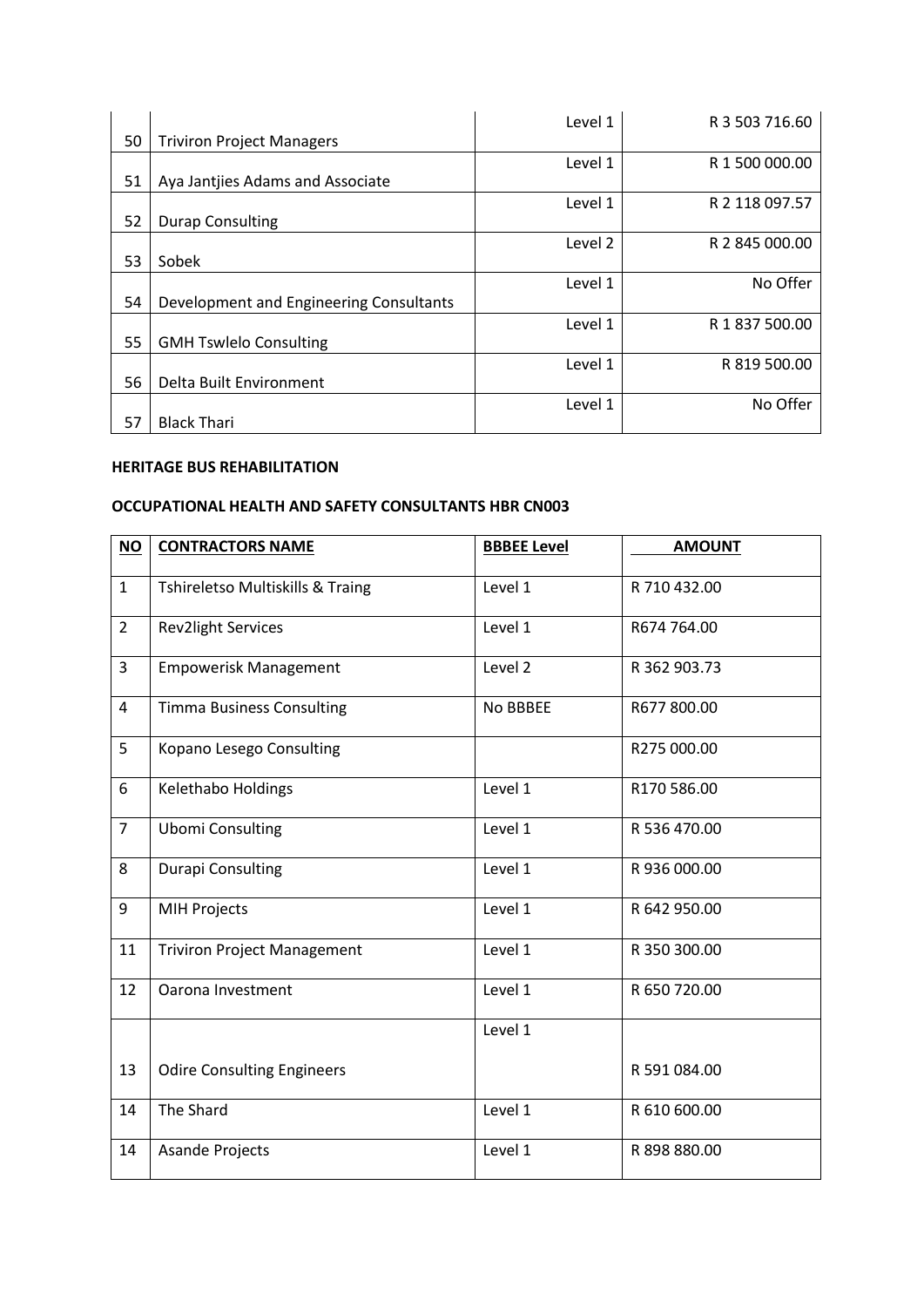| | | | |
|---|---|---|---|
| 50 | Triviron Project Managers | Level 1 | R 3 503 716.60 |
| 51 | Aya Jantjies Adams and Associate | Level 1 | R 1 500 000.00 |
| 52 | Durap Consulting | Level 1 | R 2 118 097.57 |
| 53 | Sobek | Level 2 | R 2 845 000.00 |
| 54 | Development and Engineering Consultants | Level 1 | No Offer |
| 55 | GMH Tswlelo Consulting | Level 1 | R 1 837 500.00 |
| 56 | Delta Built Environment | Level 1 | R 819 500.00 |
| 57 | Black Thari | Level 1 | No Offer |

**HERITAGE BUS REHABILITATION**

**OCCUPATIONAL HEALTH AND SAFETY CONSULTANTS HBR CN003**

| NO | CONTRACTORS NAME | BBBEE Level | AMOUNT |
|---|---|---|---|
| 1 | Tshireletso Multiskills & Traing | Level 1 | R 710 432.00 |
| 2 | Rev2light Services | Level 1 | R674 764.00 |
| 3 | Empowerisk Management | Level 2 | R 362 903.73 |
| 4 | Timma Business Consulting | No BBBEE | R677 800.00 |
| 5 | Kopano Lesego Consulting | | R275 000.00 |
| 6 | Kelethabo Holdings | Level 1 | R170 586.00 |
| 7 | Ubomi Consulting | Level 1 | R 536 470.00 |
| 8 | Durapi Consulting | Level 1 | R 936 000.00 |
| 9 | MIH Projects | Level 1 | R 642 950.00 |
| 11 | Triviron Project Management | Level 1 | R 350 300.00 |
| 12 | Oarona Investment | Level 1 | R 650 720.00 |
| 13 | Odire Consulting Engineers | Level 1 | R 591 084.00 |
| 14 | The Shard | Level 1 | R 610 600.00 |
| 14 | Asande Projects | Level 1 | R 898 880.00 |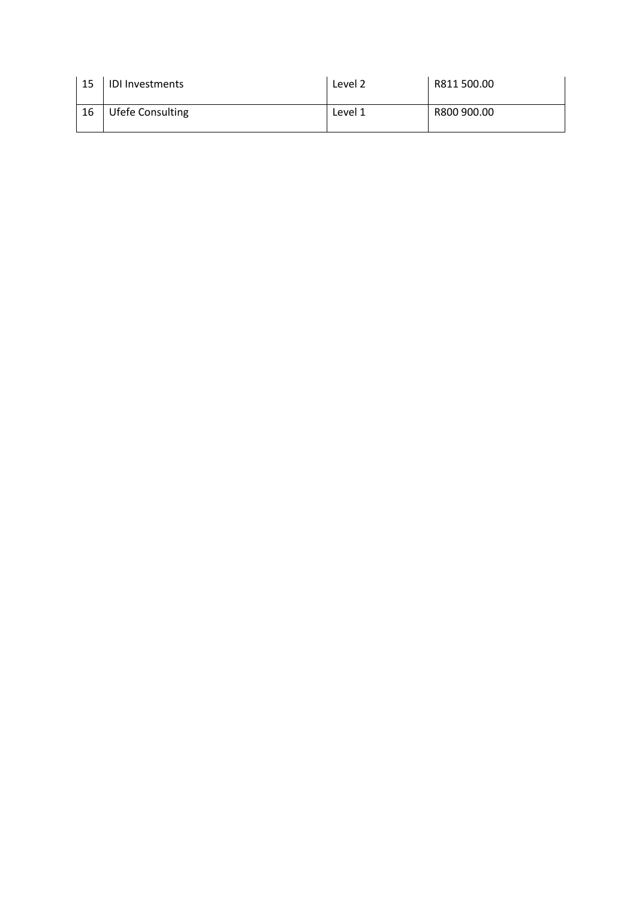| | | | |
|---|---|---|---|
| 15 | IDI Investments | Level 2 | R811 500.00 |
| 16 | Ufefe Consulting | Level 1 | R800 900.00 |